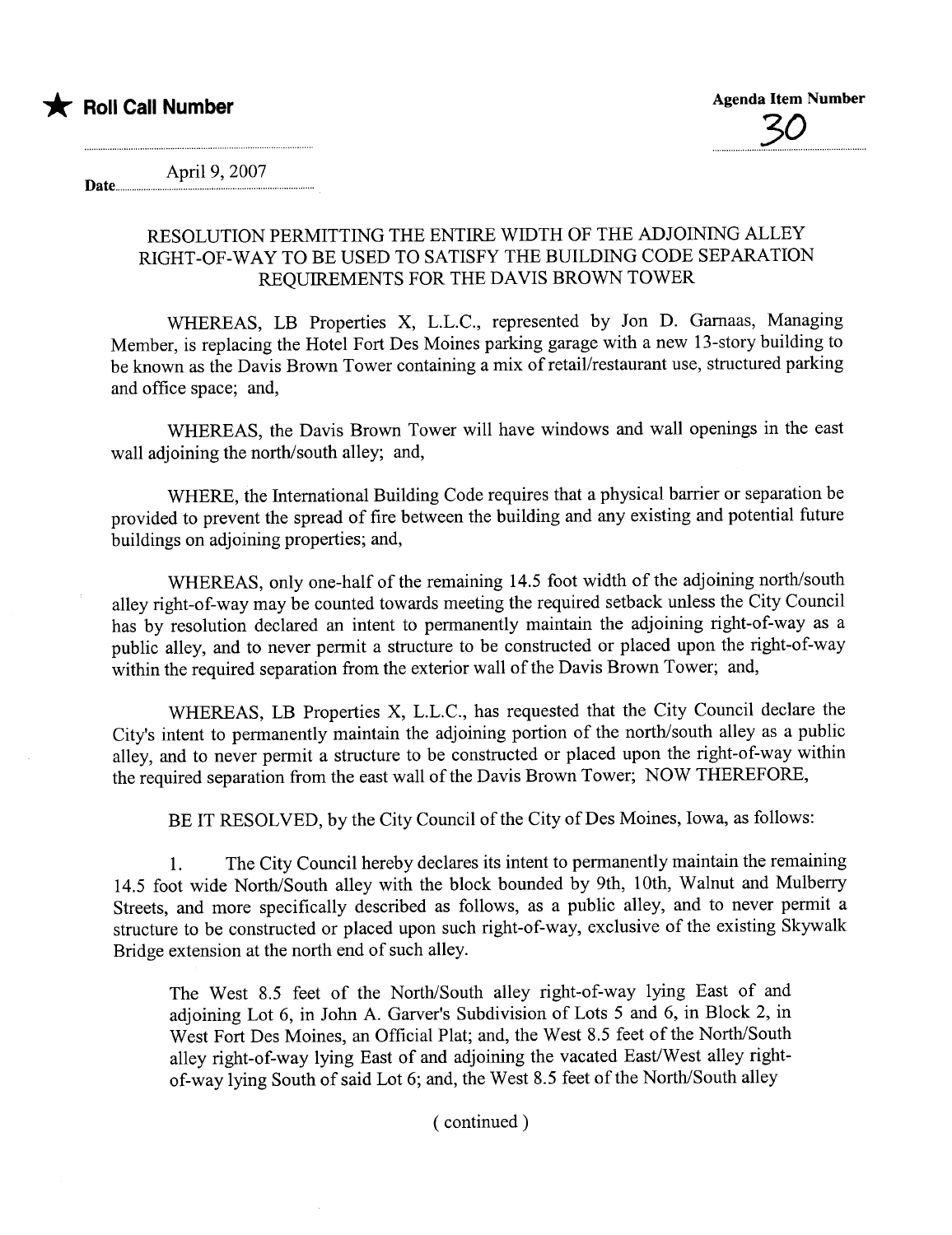★ **Roll Call Number**

**Agenda Item Number**
30

Date April 9, 2007

## RESOLUTION PERMITTING THE ENTIRE WIDTH OF THE ADJOINING ALLEY RIGHT-OF-WAY TO BE USED TO SATISFY THE BUILDING CODE SEPARATION REQUIREMENTS FOR THE DAVIS BROWN TOWER

WHEREAS, LB Properties X, L.L.C., represented by Jon D. Garnaas, Managing Member, is replacing the Hotel Fort Des Moines parking garage with a new 13-story building to be known as the Davis Brown Tower containing a mix of retail/restaurant use, structured parking and office space; and,

WHEREAS, the Davis Brown Tower will have windows and wall openings in the east wall adjoining the north/south alley; and,

WHERE, the International Building Code requires that a physical barrier or separation be provided to prevent the spread of fire between the building and any existing and potential future buildings on adjoining properties; and,

WHEREAS, only one-half of the remaining 14.5 foot width of the adjoining north/south alley right-of-way may be counted towards meeting the required setback unless the City Council has by resolution declared an intent to permanently maintain the adjoining right-of-way as a public alley, and to never permit a structure to be constructed or placed upon the right-of-way within the required separation from the exterior wall of the Davis Brown Tower; and,

WHEREAS, LB Properties X, L.L.C., has requested that the City Council declare the City's intent to permanently maintain the adjoining portion of the north/south alley as a public alley, and to never permit a structure to be constructed or placed upon the right-of-way within the required separation from the east wall of the Davis Brown Tower; NOW THEREFORE,

BE IT RESOLVED, by the City Council of the City of Des Moines, Iowa, as follows:

1. The City Council hereby declares its intent to permanently maintain the remaining 14.5 foot wide North/South alley with the block bounded by 9th, 10th, Walnut and Mulberry Streets, and more specifically described as follows, as a public alley, and to never permit a structure to be constructed or placed upon such right-of-way, exclusive of the existing Skywalk Bridge extension at the north end of such alley.

The West 8.5 feet of the North/South alley right-of-way lying East of and adjoining Lot 6, in John A. Garver's Subdivision of Lots 5 and 6, in Block 2, in West Fort Des Moines, an Official Plat; and, the West 8.5 feet of the North/South alley right-of-way lying East of and adjoining the vacated East/West alley right-of-way lying South of said Lot 6; and, the West 8.5 feet of the North/South alley

( continued )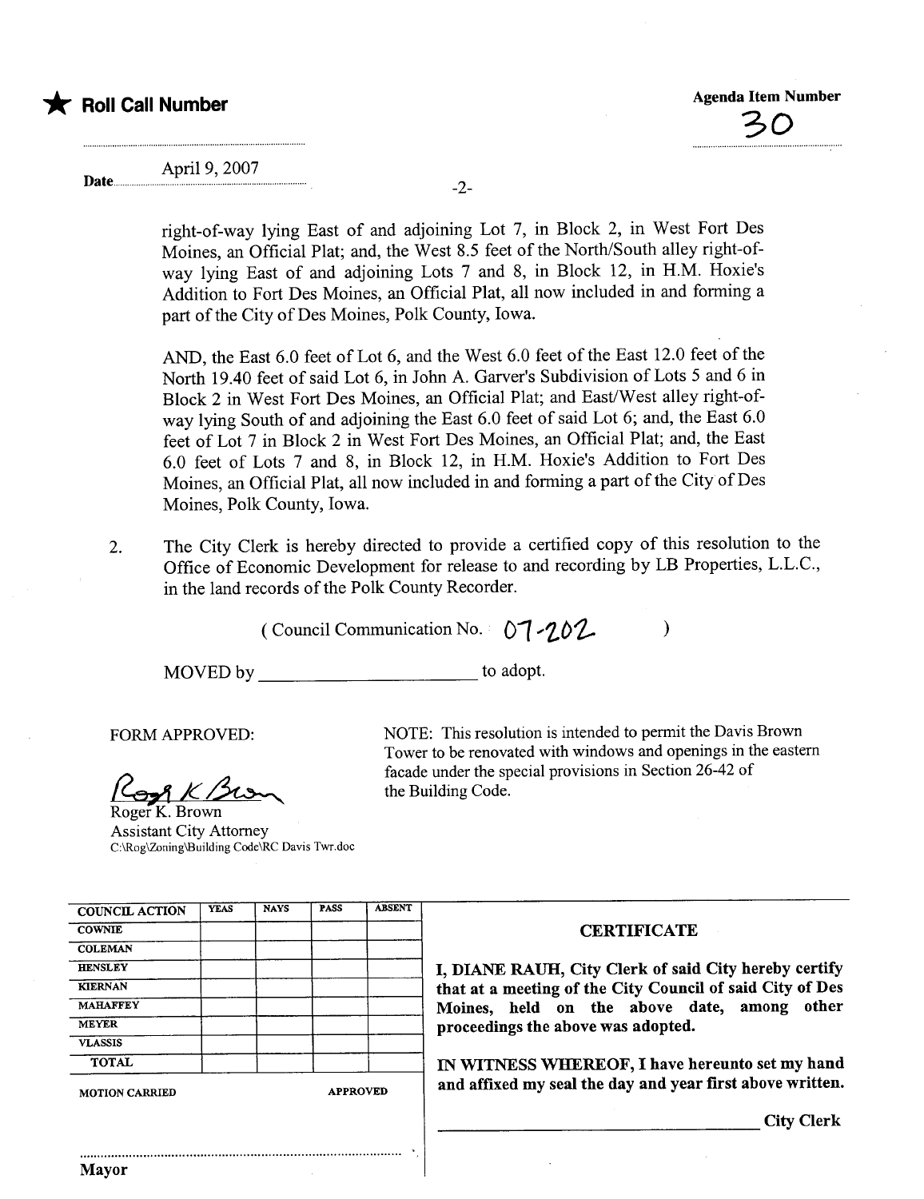★ **Roll Call Number**

**Agenda Item Number**
30

Date April 9, 2007

right-of-way lying East of and adjoining Lot 7, in Block 2, in West Fort Des Moines, an Official Plat; and, the West 8.5 feet of the North/South alley right-of-way lying East of and adjoining Lots 7 and 8, in Block 12, in H.M. Hoxie's Addition to Fort Des Moines, an Official Plat, all now included in and forming a part of the City of Des Moines, Polk County, Iowa.

AND, the East 6.0 feet of Lot 6, and the West 6.0 feet of the East 12.0 feet of the North 19.40 feet of said Lot 6, in John A. Garver's Subdivision of Lots 5 and 6 in Block 2 in West Fort Des Moines, an Official Plat; and East/West alley right-of-way lying South of and adjoining the East 6.0 feet of said Lot 6; and, the East 6.0 feet of Lot 7 in Block 2 in West Fort Des Moines, an Official Plat; and, the East 6.0 feet of Lots 7 and 8, in Block 12, in H.M. Hoxie's Addition to Fort Des Moines, an Official Plat, all now included in and forming a part of the City of Des Moines, Polk County, Iowa.

2. The City Clerk is hereby directed to provide a certified copy of this resolution to the Office of Economic Development for release to and recording by LB Properties, L.L.C., in the land records of the Polk County Recorder.

( Council Communication No. 07-202 )

MOVED by ______________________ to adopt.

FORM APPROVED:

Roger K. Brown
Assistant City Attorney
C:\Rog\Zoning\Building Code\RC Davis Twr.doc

NOTE: This resolution is intended to permit the Davis Brown Tower to be renovated with windows and openings in the eastern facade under the special provisions in Section 26-42 of the Building Code.

| COUNCIL ACTION | YEAS | NAYS | PASS | ABSENT |
|---|---|---|---|---|
| COWNIE | | | | |
| COLEMAN | | | | |
| HENSLEY | | | | |
| KIERNAN | | | | |
| MAHAFFEY | | | | |
| MEYER | | | | |
| VLASSIS | | | | |
| TOTAL | | | | |

MOTION CARRIED APPROVED

Mayor

**CERTIFICATE**

**I, DIANE RAUH, City Clerk of said City hereby certify that at a meeting of the City Council of said City of Des Moines, held on the above date, among other proceedings the above was adopted.**

**IN WITNESS WHEREOF, I have hereunto set my hand and affixed my seal the day and year first above written.**

______________________ **City Clerk**